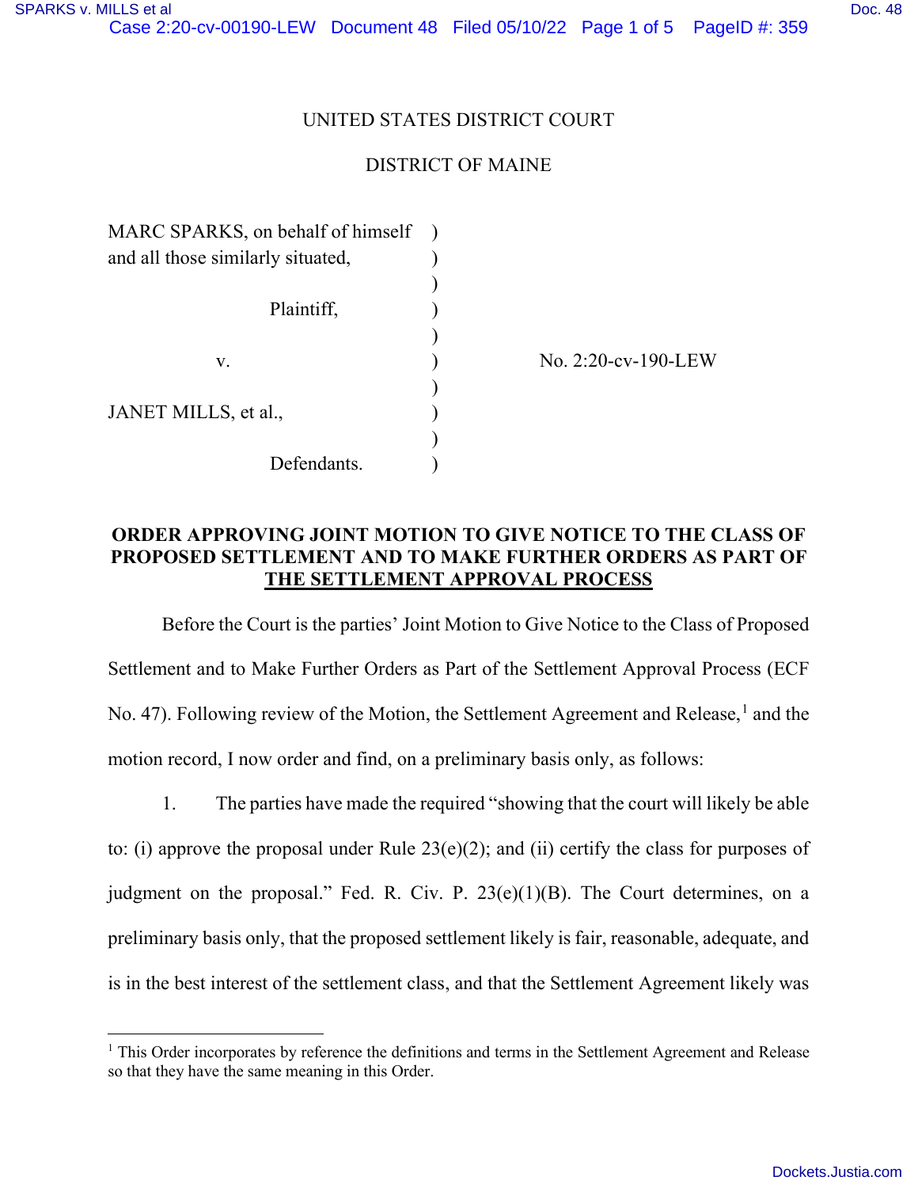UNITED STATES DISTRICT COURT

DISTRICT OF MAINE

| | | |
|---|---|---|
| MARC SPARKS, on behalf of himself and all those similarly situated, | ) | |
| Plaintiff, | ) | |
| v. | ) | No. 2:20-cv-190-LEW |
| JANET MILLS, et al., | ) | |
| Defendants. | ) | |

**ORDER APPROVING JOINT MOTION TO GIVE NOTICE TO THE CLASS OF PROPOSED SETTLEMENT AND TO MAKE FURTHER ORDERS AS PART OF THE SETTLEMENT APPROVAL PROCESS**

Before the Court is the parties' Joint Motion to Give Notice to the Class of Proposed Settlement and to Make Further Orders as Part of the Settlement Approval Process (ECF No. 47). Following review of the Motion, the Settlement Agreement and Release,[1] and the motion record, I now order and find, on a preliminary basis only, as follows:

1. The parties have made the required "showing that the court will likely be able to: (i) approve the proposal under Rule 23(e)(2); and (ii) certify the class for purposes of judgment on the proposal." Fed. R. Civ. P. 23(e)(1)(B). The Court determines, on a preliminary basis only, that the proposed settlement likely is fair, reasonable, adequate, and is in the best interest of the settlement class, and that the Settlement Agreement likely was

[1] This Order incorporates by reference the definitions and terms in the Settlement Agreement and Release so that they have the same meaning in this Order.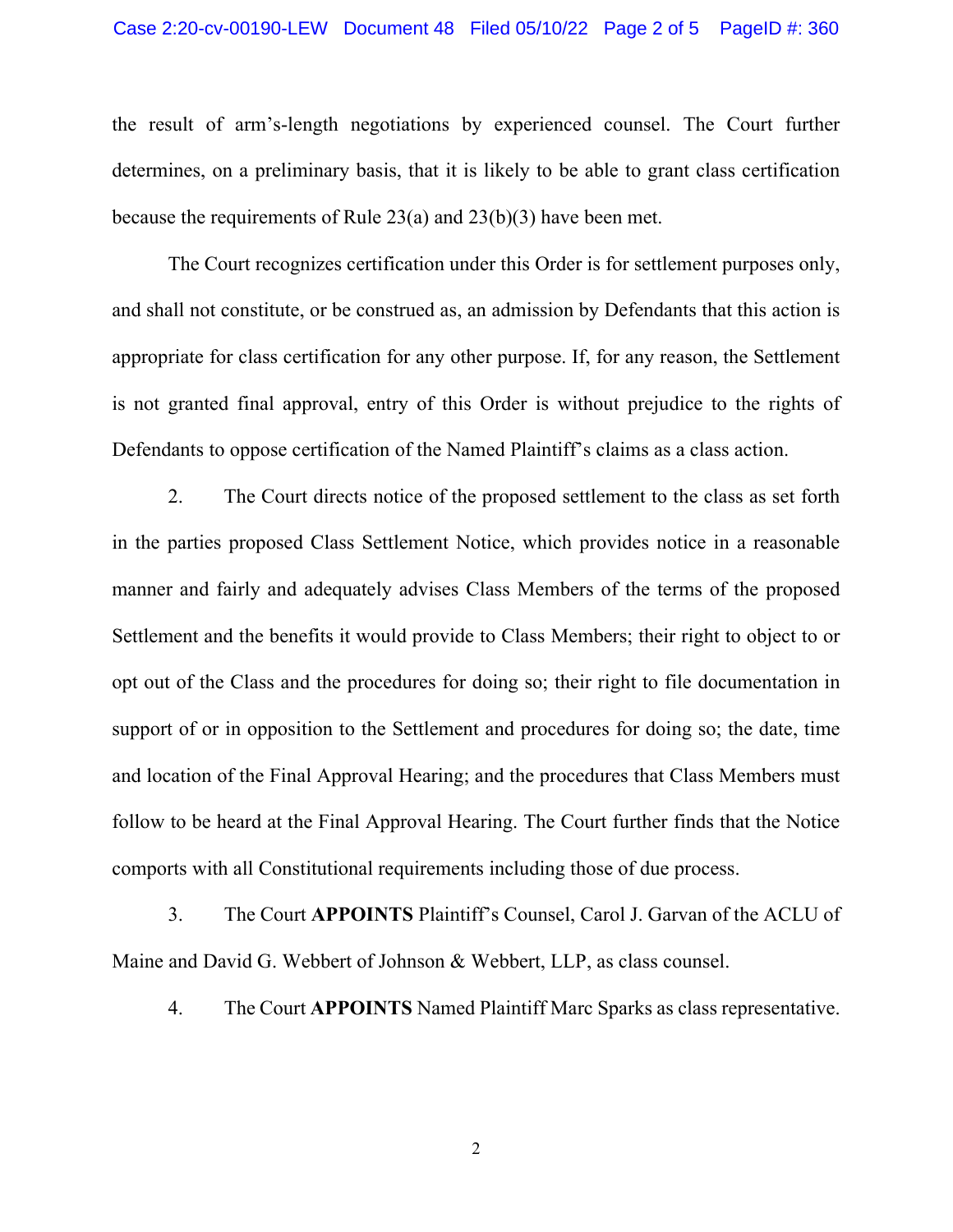the result of arm's-length negotiations by experienced counsel. The Court further determines, on a preliminary basis, that it is likely to be able to grant class certification because the requirements of Rule 23(a) and 23(b)(3) have been met.

The Court recognizes certification under this Order is for settlement purposes only, and shall not constitute, or be construed as, an admission by Defendants that this action is appropriate for class certification for any other purpose. If, for any reason, the Settlement is not granted final approval, entry of this Order is without prejudice to the rights of Defendants to oppose certification of the Named Plaintiff's claims as a class action.

2. The Court directs notice of the proposed settlement to the class as set forth in the parties proposed Class Settlement Notice, which provides notice in a reasonable manner and fairly and adequately advises Class Members of the terms of the proposed Settlement and the benefits it would provide to Class Members; their right to object to or opt out of the Class and the procedures for doing so; their right to file documentation in support of or in opposition to the Settlement and procedures for doing so; the date, time and location of the Final Approval Hearing; and the procedures that Class Members must follow to be heard at the Final Approval Hearing. The Court further finds that the Notice comports with all Constitutional requirements including those of due process.

3. The Court **APPOINTS** Plaintiff's Counsel, Carol J. Garvan of the ACLU of Maine and David G. Webbert of Johnson & Webbert, LLP, as class counsel.

4. The Court **APPOINTS** Named Plaintiff Marc Sparks as class representative.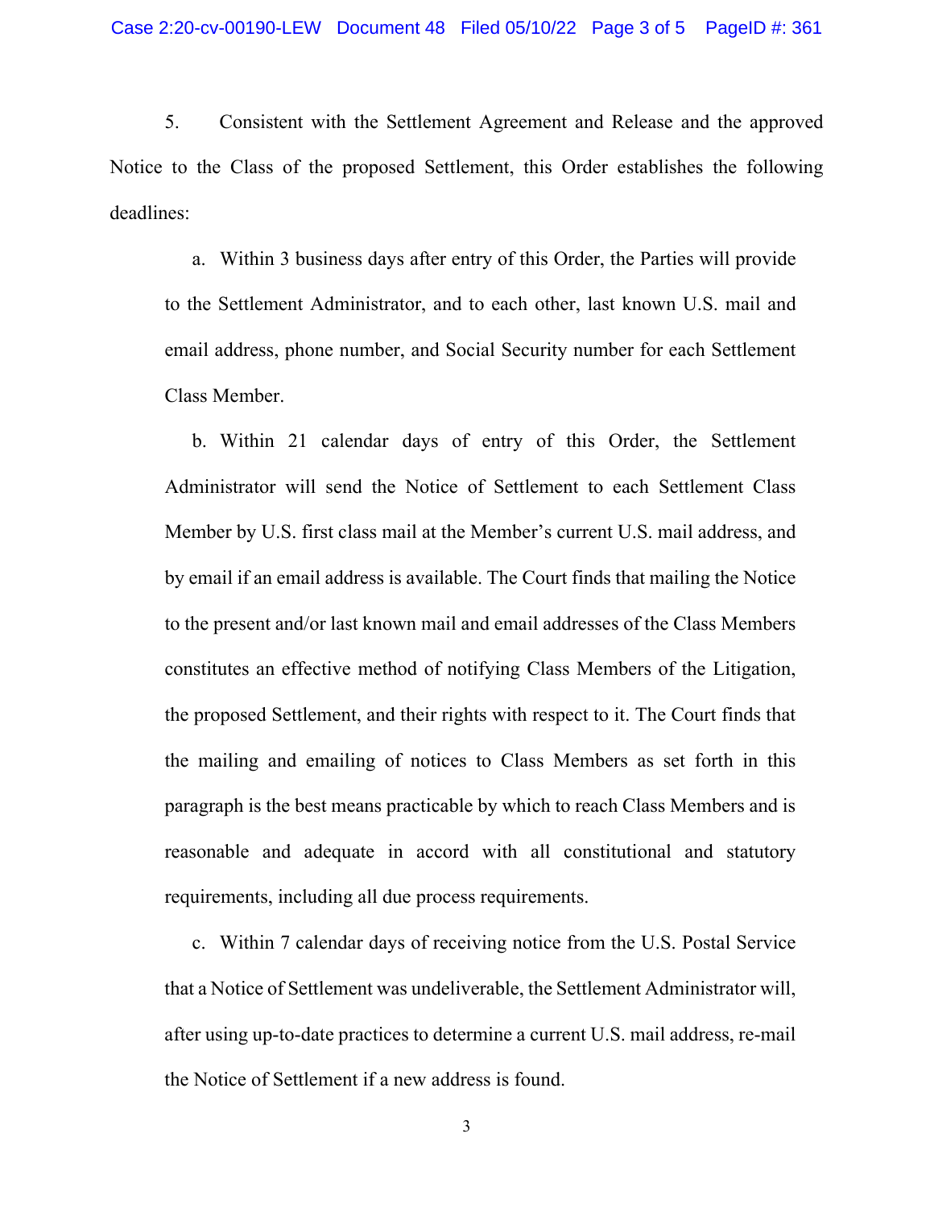5. Consistent with the Settlement Agreement and Release and the approved Notice to the Class of the proposed Settlement, this Order establishes the following deadlines:

a. Within 3 business days after entry of this Order, the Parties will provide to the Settlement Administrator, and to each other, last known U.S. mail and email address, phone number, and Social Security number for each Settlement Class Member.

b. Within 21 calendar days of entry of this Order, the Settlement Administrator will send the Notice of Settlement to each Settlement Class Member by U.S. first class mail at the Member's current U.S. mail address, and by email if an email address is available. The Court finds that mailing the Notice to the present and/or last known mail and email addresses of the Class Members constitutes an effective method of notifying Class Members of the Litigation, the proposed Settlement, and their rights with respect to it. The Court finds that the mailing and emailing of notices to Class Members as set forth in this paragraph is the best means practicable by which to reach Class Members and is reasonable and adequate in accord with all constitutional and statutory requirements, including all due process requirements.

c. Within 7 calendar days of receiving notice from the U.S. Postal Service that a Notice of Settlement was undeliverable, the Settlement Administrator will, after using up-to-date practices to determine a current U.S. mail address, re-mail the Notice of Settlement if a new address is found.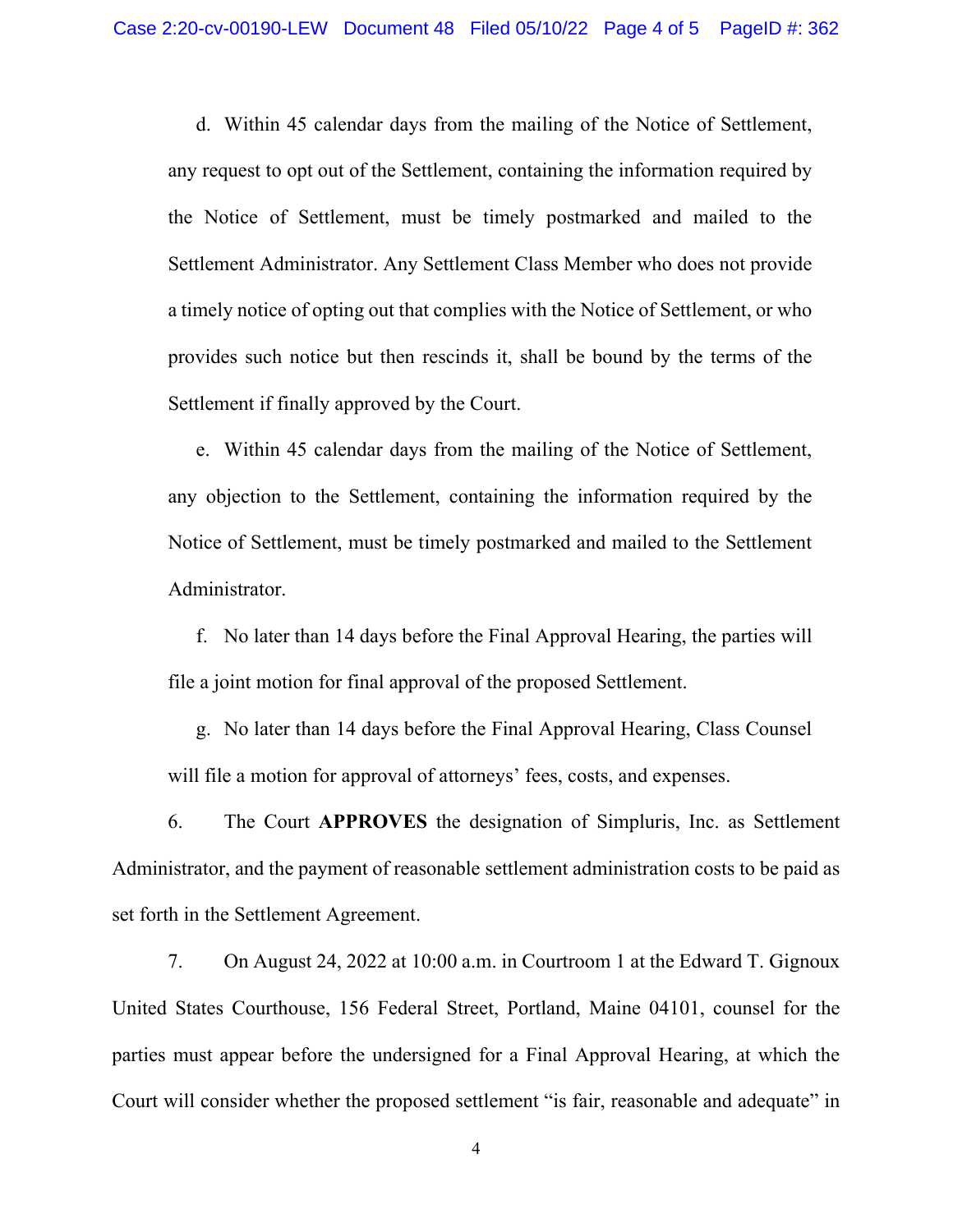d. Within 45 calendar days from the mailing of the Notice of Settlement, any request to opt out of the Settlement, containing the information required by the Notice of Settlement, must be timely postmarked and mailed to the Settlement Administrator. Any Settlement Class Member who does not provide a timely notice of opting out that complies with the Notice of Settlement, or who provides such notice but then rescinds it, shall be bound by the terms of the Settlement if finally approved by the Court.

e. Within 45 calendar days from the mailing of the Notice of Settlement, any objection to the Settlement, containing the information required by the Notice of Settlement, must be timely postmarked and mailed to the Settlement Administrator.

f. No later than 14 days before the Final Approval Hearing, the parties will file a joint motion for final approval of the proposed Settlement.

g. No later than 14 days before the Final Approval Hearing, Class Counsel will file a motion for approval of attorneys' fees, costs, and expenses.

6. The Court **APPROVES** the designation of Simpluris, Inc. as Settlement Administrator, and the payment of reasonable settlement administration costs to be paid as set forth in the Settlement Agreement.

7. On August 24, 2022 at 10:00 a.m. in Courtroom 1 at the Edward T. Gignoux United States Courthouse, 156 Federal Street, Portland, Maine 04101, counsel for the parties must appear before the undersigned for a Final Approval Hearing, at which the Court will consider whether the proposed settlement "is fair, reasonable and adequate" in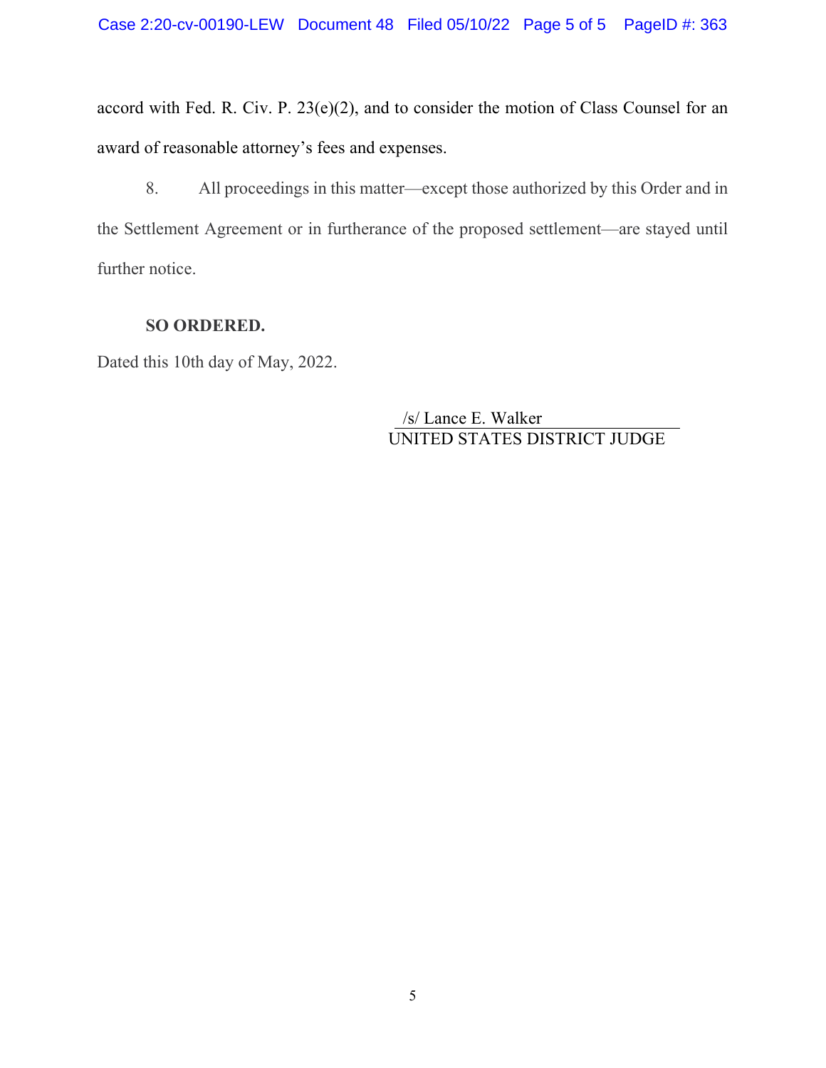accord with Fed. R. Civ. P. 23(e)(2), and to consider the motion of Class Counsel for an award of reasonable attorney's fees and expenses.

8. All proceedings in this matter—except those authorized by this Order and in the Settlement Agreement or in furtherance of the proposed settlement—are stayed until further notice.

**SO ORDERED.**

Dated this 10th day of May, 2022.

/s/ Lance E. Walker
UNITED STATES DISTRICT JUDGE